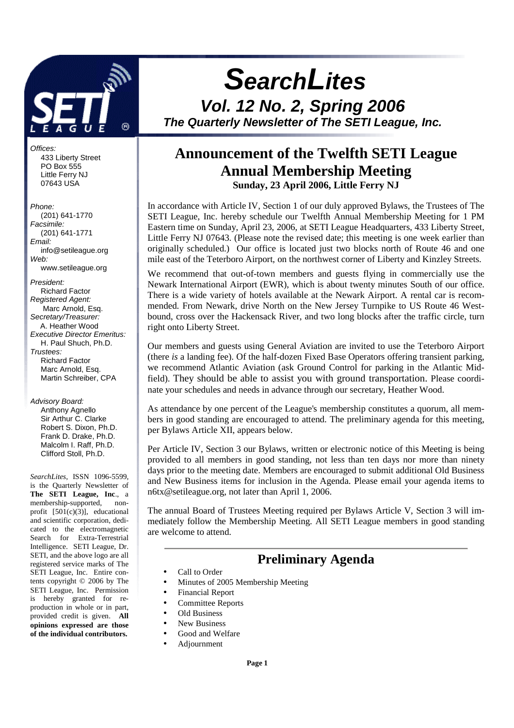# SearchLites

## Vol. 12 No. 2, Spring 2006

### The Quarterly Newsletter of The SETI League, Inc.

*Offices:*
433 Liberty Street
PO Box 555
Little Ferry NJ
07643 USA

*Phone:*
(201) 641-1770
*Facsimile:*
(201) 641-1771
*Email:*
info@setileague.org
*Web:*
www.setileague.org

*President:*
Richard Factor
*Registered Agent:*
Marc Arnold, Esq.
*Secretary/Treasurer:*
A. Heather Wood
*Executive Director Emeritus:*
H. Paul Shuch, Ph.D.
*Trustees:*
Richard Factor
Marc Arnold, Esq.
Martin Schreiber, CPA

*Advisory Board:*
Anthony Agnello
Sir Arthur C. Clarke
Robert S. Dixon, Ph.D.
Frank D. Drake, Ph.D.
Malcolm I. Raff, Ph.D.
Clifford Stoll, Ph.D.

*SearchLites*, ISSN 1096-5599, is the Quarterly Newsletter of **The SETI League, Inc**., a membership-supported, non-profit [501(c)(3)], educational and scientific corporation, dedicated to the electromagnetic Search for Extra-Terrestrial Intelligence. SETI League, Dr. SETI, and the above logo are all registered service marks of The SETI League, Inc. Entire contents copyright © 2006 by The SETI League, Inc. Permission is hereby granted for reproduction in whole or in part, provided credit is given. **All opinions expressed are those of the individual contributors.**

## Announcement of the Twelfth SETI League Annual Membership Meeting

**Sunday, 23 April 2006, Little Ferry NJ**

In accordance with Article IV, Section 1 of our duly approved Bylaws, the Trustees of The SETI League, Inc. hereby schedule our Twelfth Annual Membership Meeting for 1 PM Eastern time on Sunday, April 23, 2006, at SETI League Headquarters, 433 Liberty Street, Little Ferry NJ 07643. (Please note the revised date; this meeting is one week earlier than originally scheduled.) Our office is located just two blocks north of Route 46 and one mile east of the Teterboro Airport, on the northwest corner of Liberty and Kinzley Streets.

We recommend that out-of-town members and guests flying in commercially use the Newark International Airport (EWR), which is about twenty minutes South of our office. There is a wide variety of hotels available at the Newark Airport. A rental car is recommended. From Newark, drive North on the New Jersey Turnpike to US Route 46 Westbound, cross over the Hackensack River, and two long blocks after the traffic circle, turn right onto Liberty Street.

Our members and guests using General Aviation are invited to use the Teterboro Airport (there *is* a landing fee). Of the half-dozen Fixed Base Operators offering transient parking, we recommend Atlantic Aviation (ask Ground Control for parking in the Atlantic Midfield). They should be able to assist you with ground transportation. Please coordinate your schedules and needs in advance through our secretary, Heather Wood.

As attendance by one percent of the League's membership constitutes a quorum, all members in good standing are encouraged to attend. The preliminary agenda for this meeting, per Bylaws Article XII, appears below.

Per Article IV, Section 3 our Bylaws, written or electronic notice of this Meeting is being provided to all members in good standing, not less than ten days nor more than ninety days prior to the meeting date. Members are encouraged to submit additional Old Business and New Business items for inclusion in the Agenda. Please email your agenda items to n6tx@setileague.org, not later than April 1, 2006.

The annual Board of Trustees Meeting required per Bylaws Article V, Section 3 will immediately follow the Membership Meeting. All SETI League members in good standing are welcome to attend.

## Preliminary Agenda

- Call to Order
- Minutes of 2005 Membership Meeting
- Financial Report
- Committee Reports
- Old Business
- New Business
- Good and Welfare
- Adjournment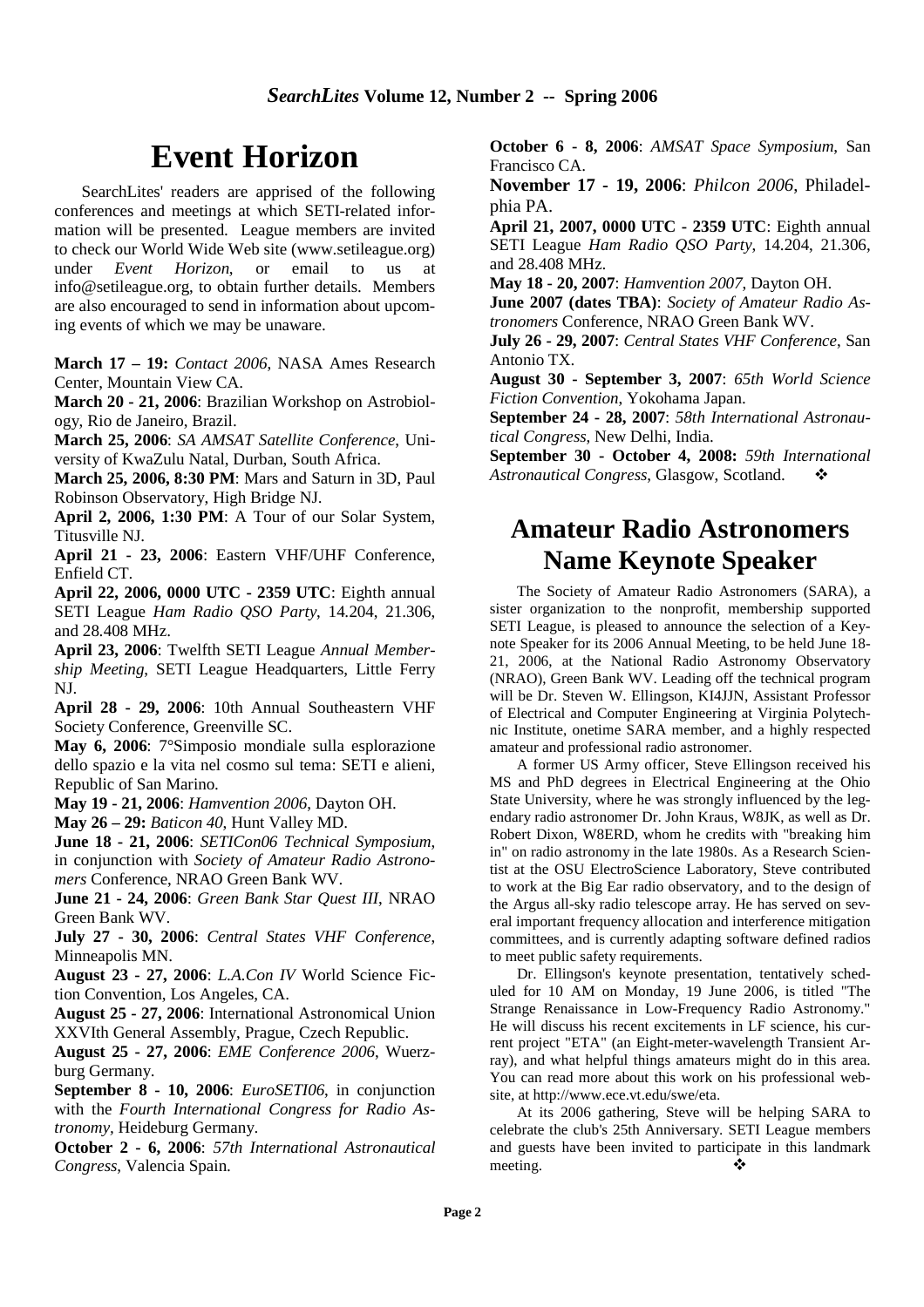# Event Horizon

SearchLites' readers are apprised of the following conferences and meetings at which SETI-related information will be presented. League members are invited to check our World Wide Web site (www.setileague.org) under *Event Horizon*, or email to us at info@setileague.org, to obtain further details. Members are also encouraged to send in information about upcoming events of which we may be unaware.

**March 17 – 19:** *Contact 2006*, NASA Ames Research Center, Mountain View CA.

**March 20 - 21, 2006**: Brazilian Workshop on Astrobiology, Rio de Janeiro, Brazil.

**March 25, 2006**: *SA AMSAT Satellite Conference*, University of KwaZulu Natal, Durban, South Africa.

**March 25, 2006, 8:30 PM**: Mars and Saturn in 3D, Paul Robinson Observatory, High Bridge NJ.

**April 2, 2006, 1:30 PM**: A Tour of our Solar System, Titusville NJ.

**April 21 - 23, 2006**: Eastern VHF/UHF Conference, Enfield CT.

**April 22, 2006, 0000 UTC - 2359 UTC**: Eighth annual SETI League *Ham Radio QSO Party*, 14.204, 21.306, and 28.408 MHz.

**April 23, 2006**: Twelfth SETI League *Annual Membership Meeting*, SETI League Headquarters, Little Ferry NJ.

**April 28 - 29, 2006**: 10th Annual Southeastern VHF Society Conference, Greenville SC.

**May 6, 2006**: 7°Simposio mondiale sulla esplorazione dello spazio e la vita nel cosmo sul tema: SETI e alieni, Republic of San Marino.

**May 19 - 21, 2006**: *Hamvention 2006*, Dayton OH.

**May 26 – 29:** *Baticon 40*, Hunt Valley MD.

**June 18 - 21, 2006**: *SETICon06 Technical Symposium*, in conjunction with *Society of Amateur Radio Astronomers* Conference, NRAO Green Bank WV.

**June 21 - 24, 2006**: *Green Bank Star Quest III*, NRAO Green Bank WV.

**July 27 - 30, 2006**: *Central States VHF Conference*, Minneapolis MN.

**August 23 - 27, 2006**: *L.A.Con IV* World Science Fiction Convention, Los Angeles, CA.

**August 25 - 27, 2006**: International Astronomical Union XXVIth General Assembly, Prague, Czech Republic.

**August 25 - 27, 2006**: *EME Conference 2006*, Wuerzburg Germany.

**September 8 - 10, 2006**: *EuroSETI06*, in conjunction with the *Fourth International Congress for Radio Astronomy*, Heideburg Germany.

**October 2 - 6, 2006**: *57th International Astronautical Congress*, Valencia Spain.

**October 6 - 8, 2006**: *AMSAT Space Symposium*, San Francisco CA.

**November 17 - 19, 2006**: *Philcon 2006*, Philadelphia PA.

**April 21, 2007, 0000 UTC - 2359 UTC**: Eighth annual SETI League *Ham Radio QSO Party*, 14.204, 21.306, and 28.408 MHz.

**May 18 - 20, 2007**: *Hamvention 2007*, Dayton OH.

**June 2007 (dates TBA)**: *Society of Amateur Radio Astronomers* Conference, NRAO Green Bank WV.

**July 26 - 29, 2007**: *Central States VHF Conference*, San Antonio TX.

**August 30 - September 3, 2007**: *65th World Science Fiction Convention*, Yokohama Japan.

**September 24 - 28, 2007**: *58th International Astronautical Congress*, New Delhi, India.

**September 30 - October 4, 2008:** *59th International Astronautical Congress*, Glasgow, Scotland. ❖

# Amateur Radio Astronomers Name Keynote Speaker

The Society of Amateur Radio Astronomers (SARA), a sister organization to the nonprofit, membership supported SETI League, is pleased to announce the selection of a Keynote Speaker for its 2006 Annual Meeting, to be held June 18-21, 2006, at the National Radio Astronomy Observatory (NRAO), Green Bank WV. Leading off the technical program will be Dr. Steven W. Ellingson, KI4JJN, Assistant Professor of Electrical and Computer Engineering at Virginia Polytechnic Institute, onetime SARA member, and a highly respected amateur and professional radio astronomer.

A former US Army officer, Steve Ellingson received his MS and PhD degrees in Electrical Engineering at the Ohio State University, where he was strongly influenced by the legendary radio astronomer Dr. John Kraus, W8JK, as well as Dr. Robert Dixon, W8ERD, whom he credits with "breaking him in" on radio astronomy in the late 1980s. As a Research Scientist at the OSU ElectroScience Laboratory, Steve contributed to work at the Big Ear radio observatory, and to the design of the Argus all-sky radio telescope array. He has served on several important frequency allocation and interference mitigation committees, and is currently adapting software defined radios to meet public safety requirements.

Dr. Ellingson's keynote presentation, tentatively scheduled for 10 AM on Monday, 19 June 2006, is titled "The Strange Renaissance in Low-Frequency Radio Astronomy." He will discuss his recent excitements in LF science, his current project "ETA" (an Eight-meter-wavelength Transient Array), and what helpful things amateurs might do in this area. You can read more about this work on his professional website, at http://www.ece.vt.edu/swe/eta.

At its 2006 gathering, Steve will be helping SARA to celebrate the club's 25th Anniversary. SETI League members and guests have been invited to participate in this landmark meeting. ❖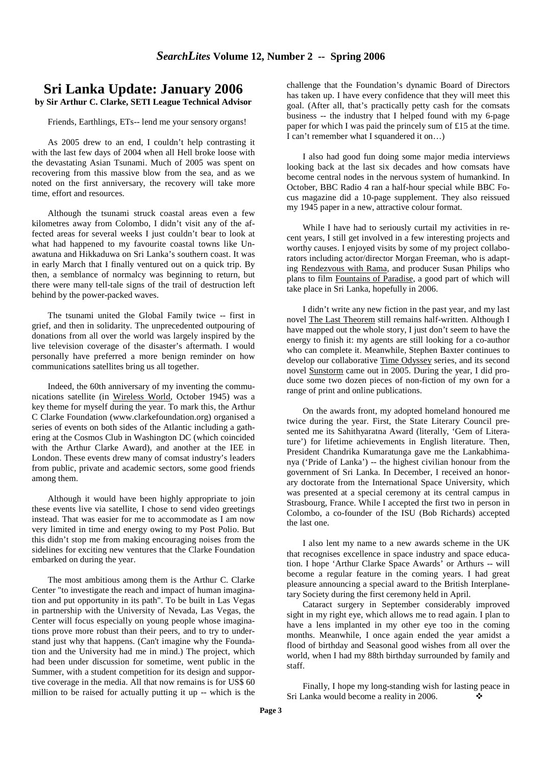# Sri Lanka Update: January 2006

**by Sir Arthur C. Clarke, SETI League Technical Advisor**

Friends, Earthlings, ETs-- lend me your sensory organs!

As 2005 drew to an end, I couldn't help contrasting it with the last few days of 2004 when all Hell broke loose with the devastating Asian Tsunami. Much of 2005 was spent on recovering from this massive blow from the sea, and as we noted on the first anniversary, the recovery will take more time, effort and resources.

Although the tsunami struck coastal areas even a few kilometres away from Colombo, I didn't visit any of the affected areas for several weeks I just couldn't bear to look at what had happened to my favourite coastal towns like Unawatuna and Hikkaduwa on Sri Lanka's southern coast. It was in early March that I finally ventured out on a quick trip. By then, a semblance of normalcy was beginning to return, but there were many tell-tale signs of the trail of destruction left behind by the power-packed waves.

The tsunami united the Global Family twice -- first in grief, and then in solidarity. The unprecedented outpouring of donations from all over the world was largely inspired by the live television coverage of the disaster's aftermath. I would personally have preferred a more benign reminder on how communications satellites bring us all together.

Indeed, the 60th anniversary of my inventing the communications satellite (in Wireless World, October 1945) was a key theme for myself during the year. To mark this, the Arthur C Clarke Foundation (www.clarkefoundation.org) organised a series of events on both sides of the Atlantic including a gathering at the Cosmos Club in Washington DC (which coincided with the Arthur Clarke Award), and another at the IEE in London. These events drew many of comsat industry's leaders from public, private and academic sectors, some good friends among them.

Although it would have been highly appropriate to join these events live via satellite, I chose to send video greetings instead. That was easier for me to accommodate as I am now very limited in time and energy owing to my Post Polio. But this didn't stop me from making encouraging noises from the sidelines for exciting new ventures that the Clarke Foundation embarked on during the year.

The most ambitious among them is the Arthur C. Clarke Center "to investigate the reach and impact of human imagination and put opportunity in its path". To be built in Las Vegas in partnership with the University of Nevada, Las Vegas, the Center will focus especially on young people whose imaginations prove more robust than their peers, and to try to understand just why that happens. (Can't imagine why the Foundation and the University had me in mind.) The project, which had been under discussion for sometime, went public in the Summer, with a student competition for its design and supportive coverage in the media. All that now remains is for US$ 60 million to be raised for actually putting it up -- which is the challenge that the Foundation's dynamic Board of Directors has taken up. I have every confidence that they will meet this goal. (After all, that's practically petty cash for the comsats business -- the industry that I helped found with my 6-page paper for which I was paid the princely sum of £15 at the time. I can't remember what I squandered it on…)

I also had good fun doing some major media interviews looking back at the last six decades and how comsats have become central nodes in the nervous system of humankind. In October, BBC Radio 4 ran a half-hour special while BBC Focus magazine did a 10-page supplement. They also reissued my 1945 paper in a new, attractive colour format.

While I have had to seriously curtail my activities in recent years, I still get involved in a few interesting projects and worthy causes. I enjoyed visits by some of my project collaborators including actor/director Morgan Freeman, who is adapting Rendezvous with Rama, and producer Susan Philips who plans to film Fountains of Paradise, a good part of which will take place in Sri Lanka, hopefully in 2006.

I didn't write any new fiction in the past year, and my last novel The Last Theorem still remains half-written. Although I have mapped out the whole story, I just don't seem to have the energy to finish it: my agents are still looking for a co-author who can complete it. Meanwhile, Stephen Baxter continues to develop our collaborative Time Odyssey series, and its second novel Sunstorm came out in 2005. During the year, I did produce some two dozen pieces of non-fiction of my own for a range of print and online publications.

On the awards front, my adopted homeland honoured me twice during the year. First, the State Literary Council presented me its Sahithyaratna Award (literally, 'Gem of Literature') for lifetime achievements in English literature. Then, President Chandrika Kumaratunga gave me the Lankabhimanya ('Pride of Lanka') -- the highest civilian honour from the government of Sri Lanka. In December, I received an honorary doctorate from the International Space University, which was presented at a special ceremony at its central campus in Strasbourg, France. While I accepted the first two in person in Colombo, a co-founder of the ISU (Bob Richards) accepted the last one.

I also lent my name to a new awards scheme in the UK that recognises excellence in space industry and space education. I hope 'Arthur Clarke Space Awards' or Arthurs -- will become a regular feature in the coming years. I had great pleasure announcing a special award to the British Interplanetary Society during the first ceremony held in April.

Cataract surgery in September considerably improved sight in my right eye, which allows me to read again. I plan to have a lens implanted in my other eye too in the coming months. Meanwhile, I once again ended the year amidst a flood of birthday and Seasonal good wishes from all over the world, when I had my 88th birthday surrounded by family and staff.

Finally, I hope my long-standing wish for lasting peace in Sri Lanka would become a reality in 2006. ❖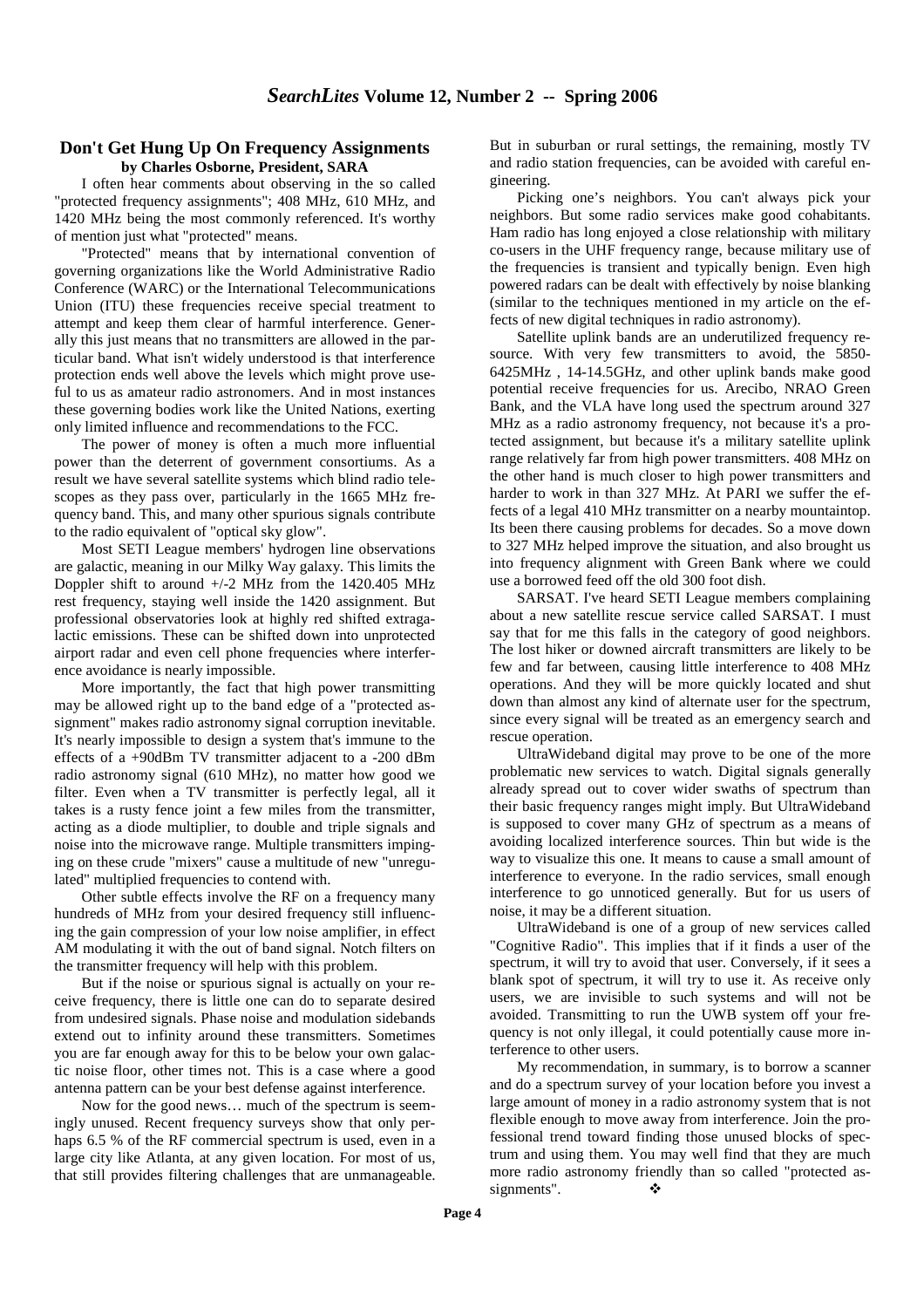## Don't Get Hung Up On Frequency Assignments

**by Charles Osborne, President, SARA**

I often hear comments about observing in the so called "protected frequency assignments"; 408 MHz, 610 MHz, and 1420 MHz being the most commonly referenced. It's worthy of mention just what "protected" means.

"Protected" means that by international convention of governing organizations like the World Administrative Radio Conference (WARC) or the International Telecommunications Union (ITU) these frequencies receive special treatment to attempt and keep them clear of harmful interference. Generally this just means that no transmitters are allowed in the particular band. What isn't widely understood is that interference protection ends well above the levels which might prove useful to us as amateur radio astronomers. And in most instances these governing bodies work like the United Nations, exerting only limited influence and recommendations to the FCC.

The power of money is often a much more influential power than the deterrent of government consortiums. As a result we have several satellite systems which blind radio telescopes as they pass over, particularly in the 1665 MHz frequency band. This, and many other spurious signals contribute to the radio equivalent of "optical sky glow".

Most SETI League members' hydrogen line observations are galactic, meaning in our Milky Way galaxy. This limits the Doppler shift to around +/-2 MHz from the 1420.405 MHz rest frequency, staying well inside the 1420 assignment. But professional observatories look at highly red shifted extragalactic emissions. These can be shifted down into unprotected airport radar and even cell phone frequencies where interference avoidance is nearly impossible.

More importantly, the fact that high power transmitting may be allowed right up to the band edge of a "protected assignment" makes radio astronomy signal corruption inevitable. It's nearly impossible to design a system that's immune to the effects of a +90dBm TV transmitter adjacent to a -200 dBm radio astronomy signal (610 MHz), no matter how good we filter. Even when a TV transmitter is perfectly legal, all it takes is a rusty fence joint a few miles from the transmitter, acting as a diode multiplier, to double and triple signals and noise into the microwave range. Multiple transmitters impinging on these crude "mixers" cause a multitude of new "unregulated" multiplied frequencies to contend with.

Other subtle effects involve the RF on a frequency many hundreds of MHz from your desired frequency still influencing the gain compression of your low noise amplifier, in effect AM modulating it with the out of band signal. Notch filters on the transmitter frequency will help with this problem.

But if the noise or spurious signal is actually on your receive frequency, there is little one can do to separate desired from undesired signals. Phase noise and modulation sidebands extend out to infinity around these transmitters. Sometimes you are far enough away for this to be below your own galactic noise floor, other times not. This is a case where a good antenna pattern can be your best defense against interference.

Now for the good news… much of the spectrum is seemingly unused. Recent frequency surveys show that only perhaps 6.5 % of the RF commercial spectrum is used, even in a large city like Atlanta, at any given location. For most of us, that still provides filtering challenges that are unmanageable. But in suburban or rural settings, the remaining, mostly TV and radio station frequencies, can be avoided with careful engineering.

Picking one's neighbors. You can't always pick your neighbors. But some radio services make good cohabitants. Ham radio has long enjoyed a close relationship with military co-users in the UHF frequency range, because military use of the frequencies is transient and typically benign. Even high powered radars can be dealt with effectively by noise blanking (similar to the techniques mentioned in my article on the effects of new digital techniques in radio astronomy).

Satellite uplink bands are an underutilized frequency resource. With very few transmitters to avoid, the 5850-6425MHz , 14-14.5GHz, and other uplink bands make good potential receive frequencies for us. Arecibo, NRAO Green Bank, and the VLA have long used the spectrum around 327 MHz as a radio astronomy frequency, not because it's a protected assignment, but because it's a military satellite uplink range relatively far from high power transmitters. 408 MHz on the other hand is much closer to high power transmitters and harder to work in than 327 MHz. At PARI we suffer the effects of a legal 410 MHz transmitter on a nearby mountaintop. Its been there causing problems for decades. So a move down to 327 MHz helped improve the situation, and also brought us into frequency alignment with Green Bank where we could use a borrowed feed off the old 300 foot dish.

SARSAT. I've heard SETI League members complaining about a new satellite rescue service called SARSAT. I must say that for me this falls in the category of good neighbors. The lost hiker or downed aircraft transmitters are likely to be few and far between, causing little interference to 408 MHz operations. And they will be more quickly located and shut down than almost any kind of alternate user for the spectrum, since every signal will be treated as an emergency search and rescue operation.

UltraWideband digital may prove to be one of the more problematic new services to watch. Digital signals generally already spread out to cover wider swaths of spectrum than their basic frequency ranges might imply. But UltraWideband is supposed to cover many GHz of spectrum as a means of avoiding localized interference sources. Thin but wide is the way to visualize this one. It means to cause a small amount of interference to everyone. In the radio services, small enough interference to go unnoticed generally. But for us users of noise, it may be a different situation.

UltraWideband is one of a group of new services called "Cognitive Radio". This implies that if it finds a user of the spectrum, it will try to avoid that user. Conversely, if it sees a blank spot of spectrum, it will try to use it. As receive only users, we are invisible to such systems and will not be avoided. Transmitting to run the UWB system off your frequency is not only illegal, it could potentially cause more interference to other users.

My recommendation, in summary, is to borrow a scanner and do a spectrum survey of your location before you invest a large amount of money in a radio astronomy system that is not flexible enough to move away from interference. Join the professional trend toward finding those unused blocks of spectrum and using them. You may well find that they are much more radio astronomy friendly than so called "protected assignments". ❖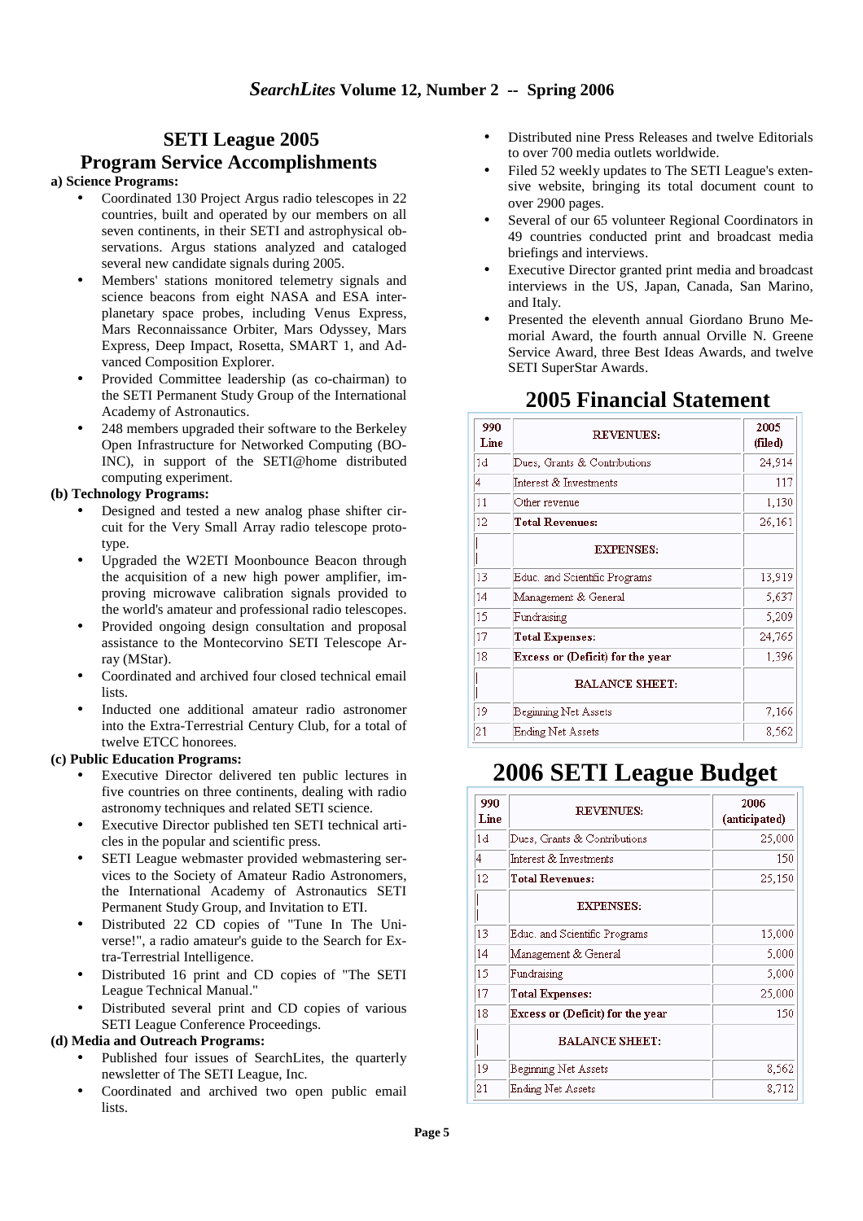## SETI League 2005 Program Service Accomplishments

**a) Science Programs:**

- Coordinated 130 Project Argus radio telescopes in 22 countries, built and operated by our members on all seven continents, in their SETI and astrophysical observations. Argus stations analyzed and cataloged several new candidate signals during 2005.
- Members' stations monitored telemetry signals and science beacons from eight NASA and ESA interplanetary space probes, including Venus Express, Mars Reconnaissance Orbiter, Mars Odyssey, Mars Express, Deep Impact, Rosetta, SMART 1, and Advanced Composition Explorer.
- Provided Committee leadership (as co-chairman) to the SETI Permanent Study Group of the International Academy of Astronautics.
- 248 members upgraded their software to the Berkeley Open Infrastructure for Networked Computing (BOINC), in support of the SETI@home distributed computing experiment.

**(b) Technology Programs:**

- Designed and tested a new analog phase shifter circuit for the Very Small Array radio telescope prototype.
- Upgraded the W2ETI Moonbounce Beacon through the acquisition of a new high power amplifier, improving microwave calibration signals provided to the world's amateur and professional radio telescopes.
- Provided ongoing design consultation and proposal assistance to the Montecorvino SETI Telescope Array (MStar).
- Coordinated and archived four closed technical email lists.
- Inducted one additional amateur radio astronomer into the Extra-Terrestrial Century Club, for a total of twelve ETCC honorees.

**(c) Public Education Programs:**

- Executive Director delivered ten public lectures in five countries on three continents, dealing with radio astronomy techniques and related SETI science.
- Executive Director published ten SETI technical articles in the popular and scientific press.
- SETI League webmaster provided webmastering services to the Society of Amateur Radio Astronomers, the International Academy of Astronautics SETI Permanent Study Group, and Invitation to ETI.
- Distributed 22 CD copies of "Tune In The Universe!", a radio amateur's guide to the Search for Extra-Terrestrial Intelligence.
- Distributed 16 print and CD copies of "The SETI League Technical Manual."
- Distributed several print and CD copies of various SETI League Conference Proceedings.

**(d) Media and Outreach Programs:**

- Published four issues of SearchLites, the quarterly newsletter of The SETI League, Inc.
- Coordinated and archived two open public email lists.
- Distributed nine Press Releases and twelve Editorials to over 700 media outlets worldwide.
- Filed 52 weekly updates to The SETI League's extensive website, bringing its total document count to over 2900 pages.
- Several of our 65 volunteer Regional Coordinators in 49 countries conducted print and broadcast media briefings and interviews.
- Executive Director granted print media and broadcast interviews in the US, Japan, Canada, San Marino, and Italy.
- Presented the eleventh annual Giordano Bruno Memorial Award, the fourth annual Orville N. Greene Service Award, three Best Ideas Awards, and twelve SETI SuperStar Awards.

## 2005 Financial Statement

| 990 Line | REVENUES: | 2005 (filed) |
|---|---|---|
| 1d | Dues, Grants & Contributions | 24,914 |
| 4 | Interest & Investments | 117 |
| 11 | Other revenue | 1,130 |
| 12 | **Total Revenues:** | 26,161 |
| | **EXPENSES:** | |
| 13 | Educ. and Scientific Programs | 13,919 |
| 14 | Management & General | 5,637 |
| 15 | Fundraising | 5,209 |
| 17 | **Total Expenses:** | 24,765 |
| 18 | **Excess or (Deficit) for the year** | 1,396 |
| | **BALANCE SHEET:** | |
| 19 | Beginning Net Assets | 7,166 |
| 21 | Ending Net Assets | 8,562 |

## 2006 SETI League Budget

| 990 Line | REVENUES: | 2006 (anticipated) |
|---|---|---|
| 1d | Dues, Grants & Contributions | 25,000 |
| 4 | Interest & Investments | 150 |
| 12 | **Total Revenues:** | 25,150 |
| | **EXPENSES:** | |
| 13 | Educ. and Scientific Programs | 15,000 |
| 14 | Management & General | 5,000 |
| 15 | Fundraising | 5,000 |
| 17 | **Total Expenses:** | 25,000 |
| 18 | **Excess or (Deficit) for the year** | 150 |
| | **BALANCE SHEET:** | |
| 19 | Beginning Net Assets | 8,562 |
| 21 | Ending Net Assets | 8,712 |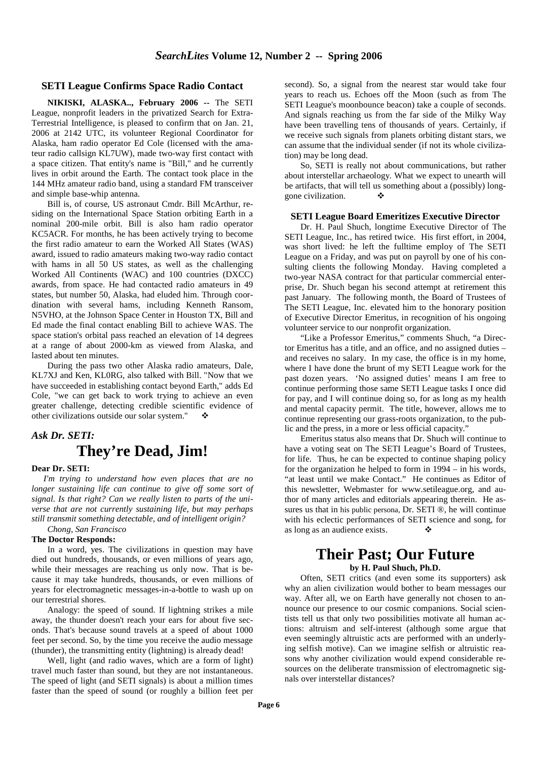## SETI League Confirms Space Radio Contact

**NIKISKI, ALASKA.., February 2006 --** The SETI League, nonprofit leaders in the privatized Search for Extra-Terrestrial Intelligence, is pleased to confirm that on Jan. 21, 2006 at 2142 UTC, its volunteer Regional Coordinator for Alaska, ham radio operator Ed Cole (licensed with the amateur radio callsign KL7UW), made two-way first contact with a space citizen. That entity's name is "Bill," and he currently lives in orbit around the Earth. The contact took place in the 144 MHz amateur radio band, using a standard FM transceiver and simple base-whip antenna.

Bill is, of course, US astronaut Cmdr. Bill McArthur, residing on the International Space Station orbiting Earth in a nominal 200-mile orbit. Bill is also ham radio operator KC5ACR. For months, he has been actively trying to become the first radio amateur to earn the Worked All States (WAS) award, issued to radio amateurs making two-way radio contact with hams in all 50 US states, as well as the challenging Worked All Continents (WAC) and 100 countries (DXCC) awards, from space. He had contacted radio amateurs in 49 states, but number 50, Alaska, had eluded him. Through coordination with several hams, including Kenneth Ransom, N5VHO, at the Johnson Space Center in Houston TX, Bill and Ed made the final contact enabling Bill to achieve WAS. The space station's orbital pass reached an elevation of 14 degrees at a range of about 2000-km as viewed from Alaska, and lasted about ten minutes.

During the pass two other Alaska radio amateurs, Dale, KL7XJ and Ken, KL0RG, also talked with Bill. "Now that we have succeeded in establishing contact beyond Earth," adds Ed Cole, "we can get back to work trying to achieve an even greater challenge, detecting credible scientific evidence of other civilizations outside our solar system." ❖

### *Ask Dr. SETI:*

# They're Dead, Jim!

**Dear Dr. SETI:**

*I'm trying to understand how even places that are no longer sustaining life can continue to give off some sort of signal. Is that right? Can we really listen to parts of the universe that are not currently sustaining life, but may perhaps still transmit something detectable, and of intelligent origin?*

*Chong, San Francisco*

**The Doctor Responds:**

In a word, yes. The civilizations in question may have died out hundreds, thousands, or even millions of years ago, while their messages are reaching us only now. That is because it may take hundreds, thousands, or even millions of years for electromagnetic messages-in-a-bottle to wash up on our terrestrial shores.

Analogy: the speed of sound. If lightning strikes a mile away, the thunder doesn't reach your ears for about five seconds. That's because sound travels at a speed of about 1000 feet per second. So, by the time you receive the audio message (thunder), the transmitting entity (lightning) is already dead!

Well, light (and radio waves, which are a form of light) travel much faster than sound, but they are not instantaneous. The speed of light (and SETI signals) is about a million times faster than the speed of sound (or roughly a billion feet per second). So, a signal from the nearest star would take four years to reach us. Echoes off the Moon (such as from The SETI League's moonbounce beacon) take a couple of seconds. And signals reaching us from the far side of the Milky Way have been travelling tens of thousands of years. Certainly, if we receive such signals from planets orbiting distant stars, we can assume that the individual sender (if not its whole civilization) may be long dead.

So, SETI is really not about communications, but rather about interstellar archaeology. What we expect to unearth will be artifacts, that will tell us something about a (possibly) long-gone civilization. ❖

## SETI League Board Emeritizes Executive Director

Dr. H. Paul Shuch, longtime Executive Director of The SETI League, Inc., has retired twice. His first effort, in 2004, was short lived: he left the fulltime employ of The SETI League on a Friday, and was put on payroll by one of his consulting clients the following Monday. Having completed a two-year NASA contract for that particular commercial enterprise, Dr. Shuch began his second attempt at retirement this past January. The following month, the Board of Trustees of The SETI League, Inc. elevated him to the honorary position of Executive Director Emeritus, in recognition of his ongoing volunteer service to our nonprofit organization.

"Like a Professor Emeritus," comments Shuch, "a Director Emeritus has a title, and an office, and no assigned duties – and receives no salary. In my case, the office is in my home, where I have done the brunt of my SETI League work for the past dozen years. 'No assigned duties' means I am free to continue performing those same SETI League tasks I once did for pay, and I will continue doing so, for as long as my health and mental capacity permit. The title, however, allows me to continue representing our grass-roots organization, to the public and the press, in a more or less official capacity."

Emeritus status also means that Dr. Shuch will continue to have a voting seat on The SETI League's Board of Trustees, for life. Thus, he can be expected to continue shaping policy for the organization he helped to form in 1994 – in his words, "at least until we make Contact." He continues as Editor of this newsletter, Webmaster for www.setileague.org, and author of many articles and editorials appearing therein. He assures us that in his public persona, Dr. SETI ®, he will continue with his eclectic performances of SETI science and song, for as long as an audience exists. ❖

# Their Past; Our Future

**by H. Paul Shuch, Ph.D.**

Often, SETI critics (and even some its supporters) ask why an alien civilization would bother to beam messages our way. After all, we on Earth have generally not chosen to announce our presence to our cosmic companions. Social scientists tell us that only two possibilities motivate all human actions: altruism and self-interest (although some argue that even seemingly altruistic acts are performed with an underlying selfish motive). Can we imagine selfish or altruistic reasons why another civilization would expend considerable resources on the deliberate transmission of electromagnetic signals over interstellar distances?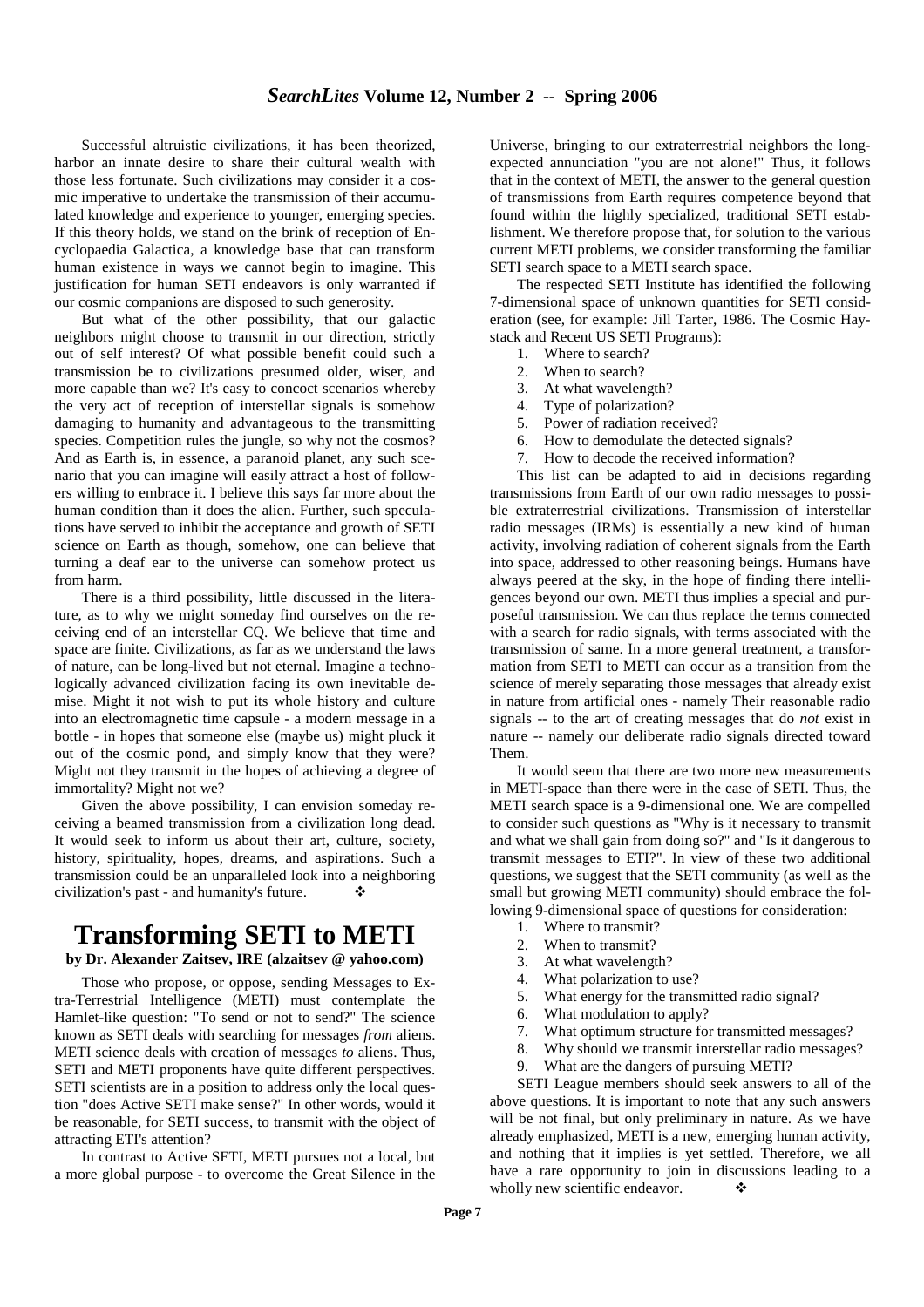Successful altruistic civilizations, it has been theorized, harbor an innate desire to share their cultural wealth with those less fortunate. Such civilizations may consider it a cosmic imperative to undertake the transmission of their accumulated knowledge and experience to younger, emerging species. If this theory holds, we stand on the brink of reception of Encyclopaedia Galactica, a knowledge base that can transform human existence in ways we cannot begin to imagine. This justification for human SETI endeavors is only warranted if our cosmic companions are disposed to such generosity.

But what of the other possibility, that our galactic neighbors might choose to transmit in our direction, strictly out of self interest? Of what possible benefit could such a transmission be to civilizations presumed older, wiser, and more capable than we? It's easy to concoct scenarios whereby the very act of reception of interstellar signals is somehow damaging to humanity and advantageous to the transmitting species. Competition rules the jungle, so why not the cosmos? And as Earth is, in essence, a paranoid planet, any such scenario that you can imagine will easily attract a host of followers willing to embrace it. I believe this says far more about the human condition than it does the alien. Further, such speculations have served to inhibit the acceptance and growth of SETI science on Earth as though, somehow, one can believe that turning a deaf ear to the universe can somehow protect us from harm.

There is a third possibility, little discussed in the literature, as to why we might someday find ourselves on the receiving end of an interstellar CQ. We believe that time and space are finite. Civilizations, as far as we understand the laws of nature, can be long-lived but not eternal. Imagine a technologically advanced civilization facing its own inevitable demise. Might it not wish to put its whole history and culture into an electromagnetic time capsule - a modern message in a bottle - in hopes that someone else (maybe us) might pluck it out of the cosmic pond, and simply know that they were? Might not they transmit in the hopes of achieving a degree of immortality? Might not we?

Given the above possibility, I can envision someday receiving a beamed transmission from a civilization long dead. It would seek to inform us about their art, culture, society, history, spirituality, hopes, dreams, and aspirations. Such a transmission could be an unparalleled look into a neighboring civilization's past - and humanity's future. ❖

# Transforming SETI to METI

**by Dr. Alexander Zaitsev, IRE (alzaitsev @ yahoo.com)**

Those who propose, or oppose, sending Messages to Extra-Terrestrial Intelligence (METI) must contemplate the Hamlet-like question: "To send or not to send?" The science known as SETI deals with searching for messages *from* aliens. METI science deals with creation of messages *to* aliens. Thus, SETI and METI proponents have quite different perspectives. SETI scientists are in a position to address only the local question "does Active SETI make sense?" In other words, would it be reasonable, for SETI success, to transmit with the object of attracting ETI's attention?

In contrast to Active SETI, METI pursues not a local, but a more global purpose - to overcome the Great Silence in the Universe, bringing to our extraterrestrial neighbors the long-expected annunciation "you are not alone!" Thus, it follows that in the context of METI, the answer to the general question of transmissions from Earth requires competence beyond that found within the highly specialized, traditional SETI establishment. We therefore propose that, for solution to the various current METI problems, we consider transforming the familiar SETI search space to a METI search space.

The respected SETI Institute has identified the following 7-dimensional space of unknown quantities for SETI consideration (see, for example: Jill Tarter, 1986. The Cosmic Haystack and Recent US SETI Programs):

1. Where to search?
2. When to search?
3. At what wavelength?
4. Type of polarization?
5. Power of radiation received?
6. How to demodulate the detected signals?
7. How to decode the received information?

This list can be adapted to aid in decisions regarding transmissions from Earth of our own radio messages to possible extraterrestrial civilizations. Transmission of interstellar radio messages (IRMs) is essentially a new kind of human activity, involving radiation of coherent signals from the Earth into space, addressed to other reasoning beings. Humans have always peered at the sky, in the hope of finding there intelligences beyond our own. METI thus implies a special and purposeful transmission. We can thus replace the terms connected with a search for radio signals, with terms associated with the transmission of same. In a more general treatment, a transformation from SETI to METI can occur as a transition from the science of merely separating those messages that already exist in nature from artificial ones - namely Their reasonable radio signals -- to the art of creating messages that do *not* exist in nature -- namely our deliberate radio signals directed toward Them.

It would seem that there are two more new measurements in METI-space than there were in the case of SETI. Thus, the METI search space is a 9-dimensional one. We are compelled to consider such questions as "Why is it necessary to transmit and what we shall gain from doing so?" and "Is it dangerous to transmit messages to ETI?". In view of these two additional questions, we suggest that the SETI community (as well as the small but growing METI community) should embrace the following 9-dimensional space of questions for consideration:

1. Where to transmit?
2. When to transmit?
3. At what wavelength?
4. What polarization to use?
5. What energy for the transmitted radio signal?
6. What modulation to apply?
7. What optimum structure for transmitted messages?
8. Why should we transmit interstellar radio messages?
9. What are the dangers of pursuing METI?

SETI League members should seek answers to all of the above questions. It is important to note that any such answers will be not final, but only preliminary in nature. As we have already emphasized, METI is a new, emerging human activity, and nothing that it implies is yet settled. Therefore, we all have a rare opportunity to join in discussions leading to a wholly new scientific endeavor. ❖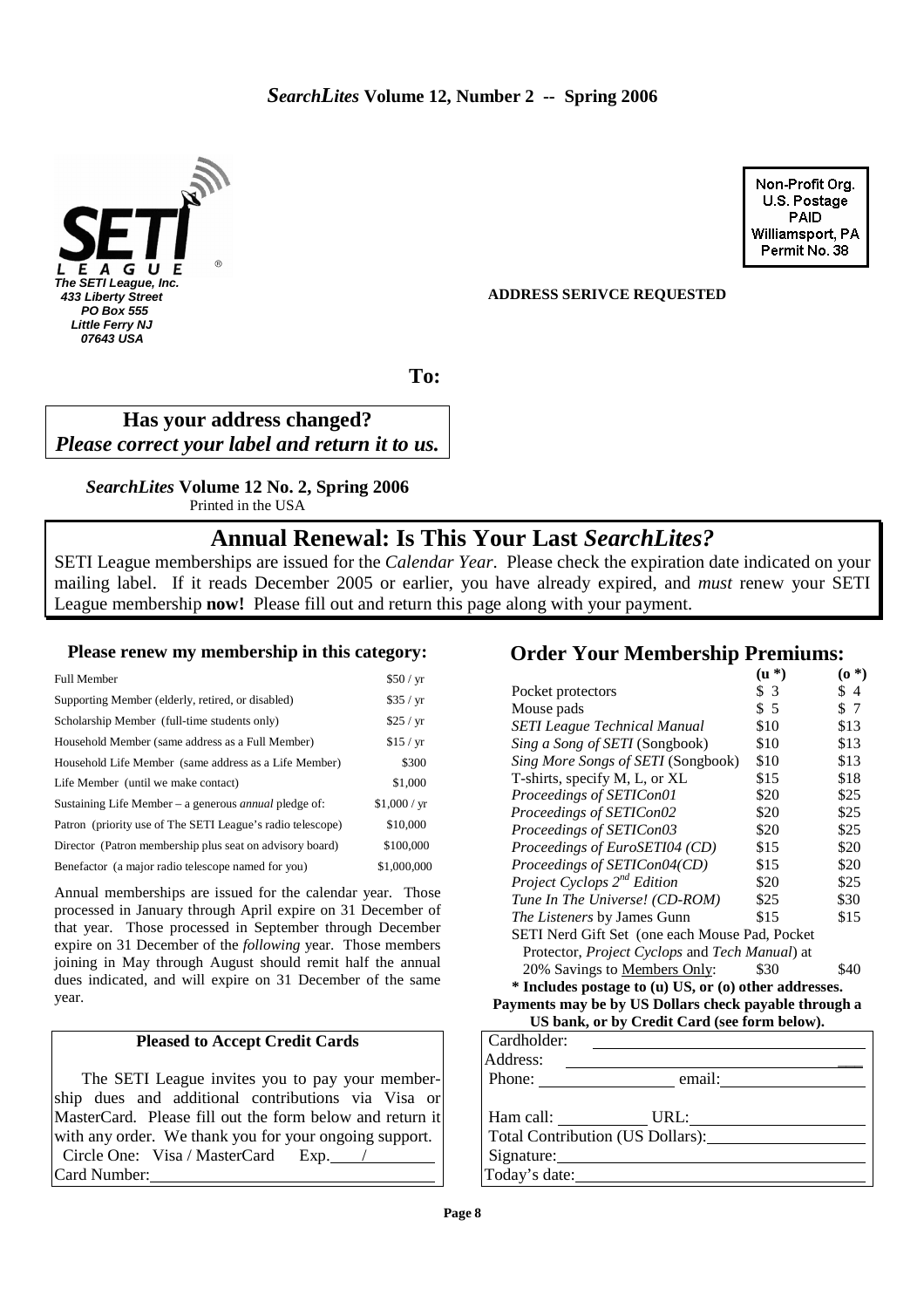*SearchLites* **Volume 12, Number 2 -- Spring 2006**

SETI LEAGUE ®

***The SETI League, Inc.***
***433 Liberty Street***
***PO Box 555***
***Little Ferry NJ***
***07643 USA***

Non-Profit Org.
U.S. Postage
PAID
Williamsport, PA
Permit No. 38

**ADDRESS SERIVCE REQUESTED**

**To:**

**Has your address changed?**
***Please correct your label and return it to us.***

*SearchLites* **Volume 12 No. 2, Spring 2006**
Printed in the USA

## Annual Renewal: Is This Your Last *SearchLites?*

SETI League memberships are issued for the *Calendar Year*. Please check the expiration date indicated on your mailing label. If it reads December 2005 or earlier, you have already expired, and *must* renew your SETI League membership **now!** Please fill out and return this page along with your payment.

### Please renew my membership in this category:

| | |
|---|---|
| Full Member | $50 / yr |
| Supporting Member (elderly, retired, or disabled) | $35 / yr |
| Scholarship Member (full-time students only) | $25 / yr |
| Household Member (same address as a Full Member) | $15 / yr |
| Household Life Member (same address as a Life Member) | $300 |
| Life Member (until we make contact) | $1,000 |
| Sustaining Life Member – a generous *annual* pledge of: | $1,000 / yr |
| Patron (priority use of The SETI League's radio telescope) | $10,000 |
| Director (Patron membership plus seat on advisory board) | $100,000 |
| Benefactor (a major radio telescope named for you) | $1,000,000 |

Annual memberships are issued for the calendar year. Those processed in January through April expire on 31 December of that year. Those processed in September through December expire on 31 December of the *following* year. Those members joining in May through August should remit half the annual dues indicated, and will expire on 31 December of the same year.

**Pleased to Accept Credit Cards**

The SETI League invites you to pay your membership dues and additional contributions via Visa or MasterCard. Please fill out the form below and return it with any order. We thank you for your ongoing support.

Circle One: Visa / MasterCard Exp.____/________

Card Number:________________________________

### Order Your Membership Premiums:

| | (u *) | (o *) |
|---|---|---|
| Pocket protectors | $ 3 | $ 4 |
| Mouse pads | $ 5 | $ 7 |
| *SETI League Technical Manual* | $10 | $13 |
| *Sing a Song of SETI* (Songbook) | $10 | $13 |
| *Sing More Songs of SETI* (Songbook) | $10 | $13 |
| T-shirts, specify M, L, or XL | $15 | $18 |
| *Proceedings of SETICon01* | $20 | $25 |
| *Proceedings of SETICon02* | $20 | $25 |
| *Proceedings of SETICon03* | $20 | $25 |
| *Proceedings of EuroSETI04 (CD)* | $15 | $20 |
| *Proceedings of SETICon04(CD)* | $15 | $20 |
| *Project Cyclops 2nd Edition* | $20 | $25 |
| *Tune In The Universe! (CD-ROM)* | $25 | $30 |
| *The Listeners* by James Gunn | $15 | $15 |
| SETI Nerd Gift Set (one each Mouse Pad, Pocket Protector, *Project Cyclops* and *Tech Manual*) at 20% Savings to Members Only: | $30 | $40 |

**\* Includes postage to (u) US, or (o) other addresses.**

**Payments may be by US Dollars check payable through a US bank, or by Credit Card (see form below).**

Cardholder: ______________________________
Address: ______________________________
Phone: ______________ email: ______________

Ham call: __________ URL: ______________
Total Contribution (US Dollars): ______________
Signature: ______________________________
Today's date: ______________________________